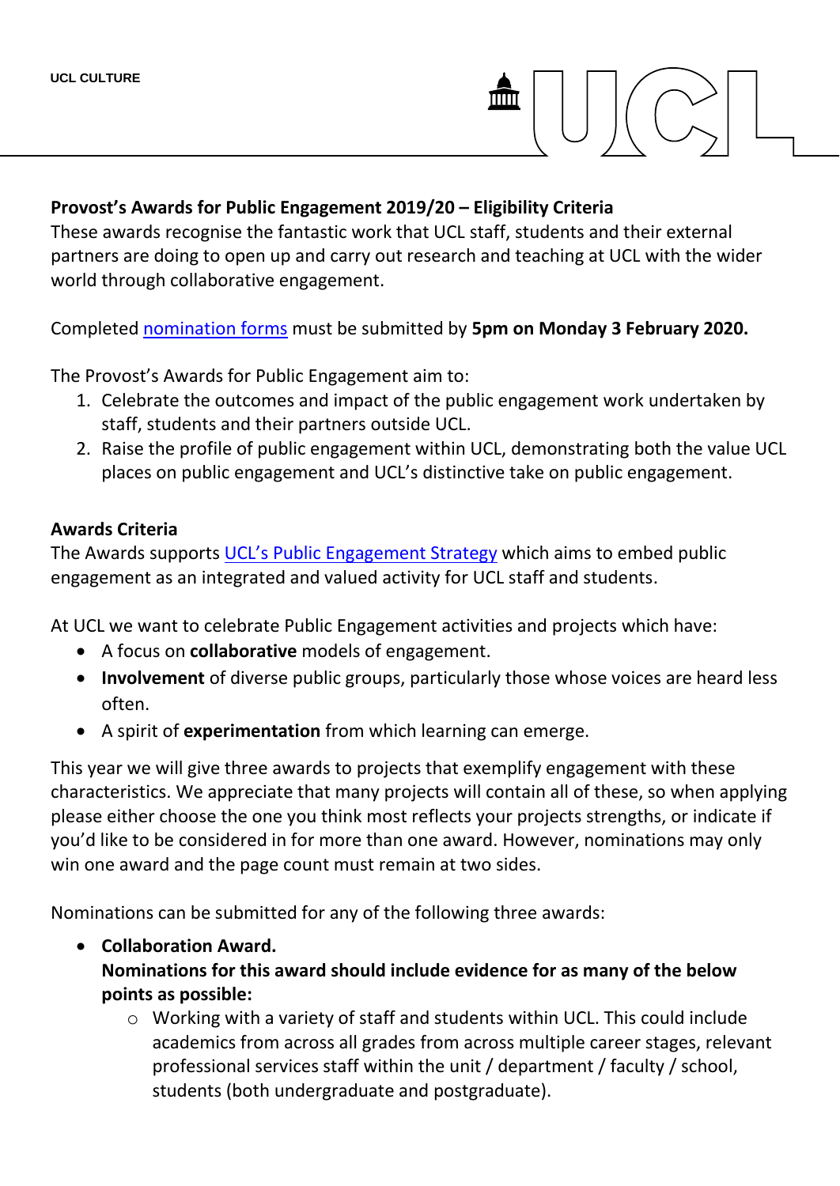UCL CULTURE

**Provost's Awards for Public Engagement 2019/20 – Eligibility Criteria**

These awards recognise the fantastic work that UCL staff, students and their external partners are doing to open up and carry out research and teaching at UCL with the wider world through collaborative engagement.

Completed [nomination forms](#) must be submitted by **5pm on Monday 3 February 2020.**

The Provost's Awards for Public Engagement aim to:

1. Celebrate the outcomes and impact of the public engagement work undertaken by staff, students and their partners outside UCL.
2. Raise the profile of public engagement within UCL, demonstrating both the value UCL places on public engagement and UCL's distinctive take on public engagement.

**Awards Criteria**

The Awards supports [UCL's Public Engagement Strategy](#) which aims to embed public engagement as an integrated and valued activity for UCL staff and students.

At UCL we want to celebrate Public Engagement activities and projects which have:

- A focus on **collaborative** models of engagement.
- **Involvement** of diverse public groups, particularly those whose voices are heard less often.
- A spirit of **experimentation** from which learning can emerge.

This year we will give three awards to projects that exemplify engagement with these characteristics. We appreciate that many projects will contain all of these, so when applying please either choose the one you think most reflects your projects strengths, or indicate if you'd like to be considered in for more than one award. However, nominations may only win one award and the page count must remain at two sides.

Nominations can be submitted for any of the following three awards:

- **Collaboration Award.**
  **Nominations for this award should include evidence for as many of the below points as possible:**
  - Working with a variety of staff and students within UCL. This could include academics from across all grades from across multiple career stages, relevant professional services staff within the unit / department / faculty / school, students (both undergraduate and postgraduate).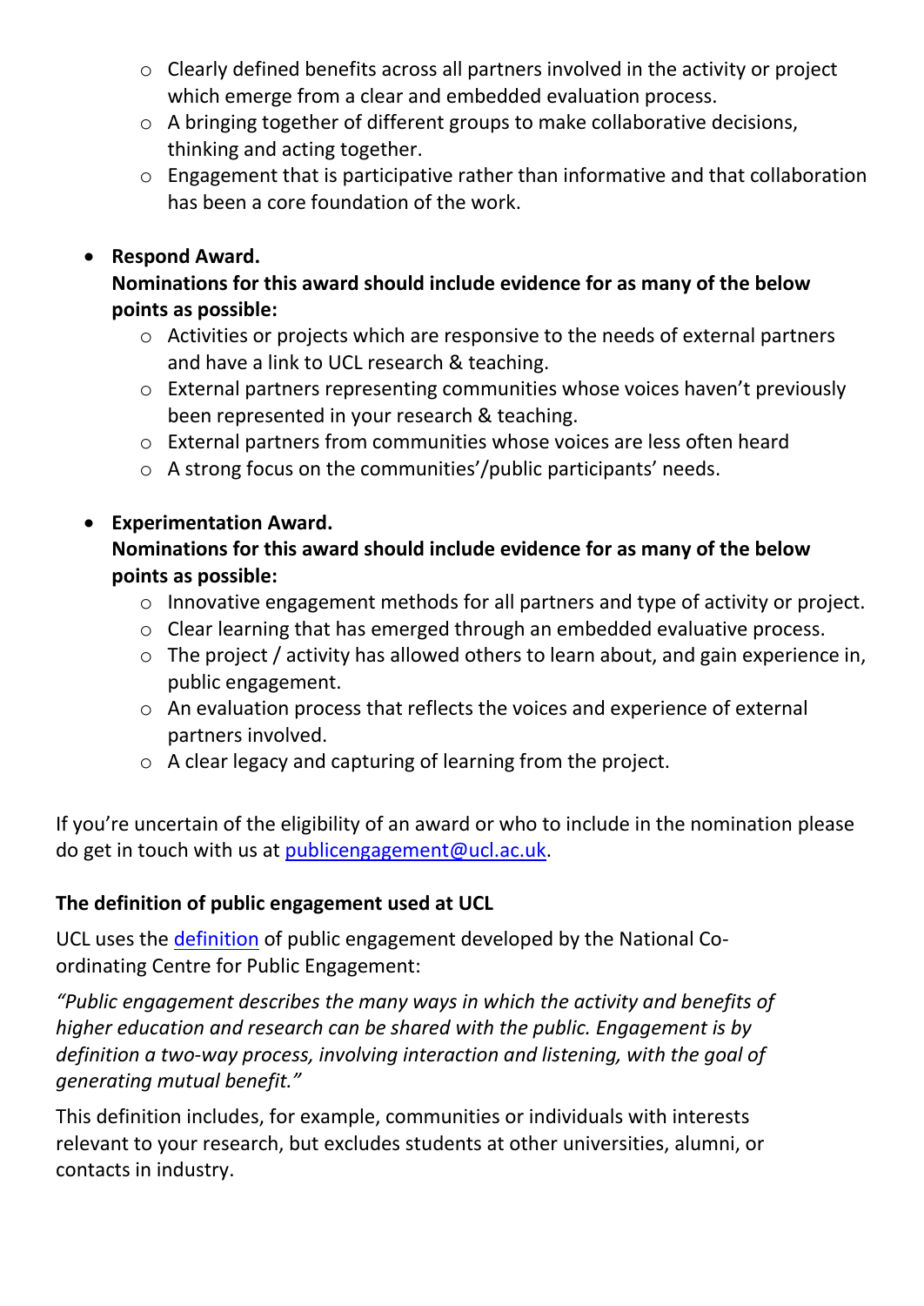- Clearly defined benefits across all partners involved in the activity or project which emerge from a clear and embedded evaluation process.
    - A bringing together of different groups to make collaborative decisions, thinking and acting together.
    - Engagement that is participative rather than informative and that collaboration has been a core foundation of the work.

- **Respond Award.**
  **Nominations for this award should include evidence for as many of the below points as possible:**
    - Activities or projects which are responsive to the needs of external partners and have a link to UCL research & teaching.
    - External partners representing communities whose voices haven't previously been represented in your research & teaching.
    - External partners from communities whose voices are less often heard
    - A strong focus on the communities'/public participants' needs.

- **Experimentation Award.**
  **Nominations for this award should include evidence for as many of the below points as possible:**
    - Innovative engagement methods for all partners and type of activity or project.
    - Clear learning that has emerged through an embedded evaluative process.
    - The project / activity has allowed others to learn about, and gain experience in, public engagement.
    - An evaluation process that reflects the voices and experience of external partners involved.
    - A clear legacy and capturing of learning from the project.

If you're uncertain of the eligibility of an award or who to include in the nomination please do get in touch with us at publicengagement@ucl.ac.uk.

**The definition of public engagement used at UCL**

UCL uses the definition of public engagement developed by the National Co-ordinating Centre for Public Engagement:

*"Public engagement describes the many ways in which the activity and benefits of higher education and research can be shared with the public. Engagement is by definition a two-way process, involving interaction and listening, with the goal of generating mutual benefit."*

This definition includes, for example, communities or individuals with interests relevant to your research, but excludes students at other universities, alumni, or contacts in industry.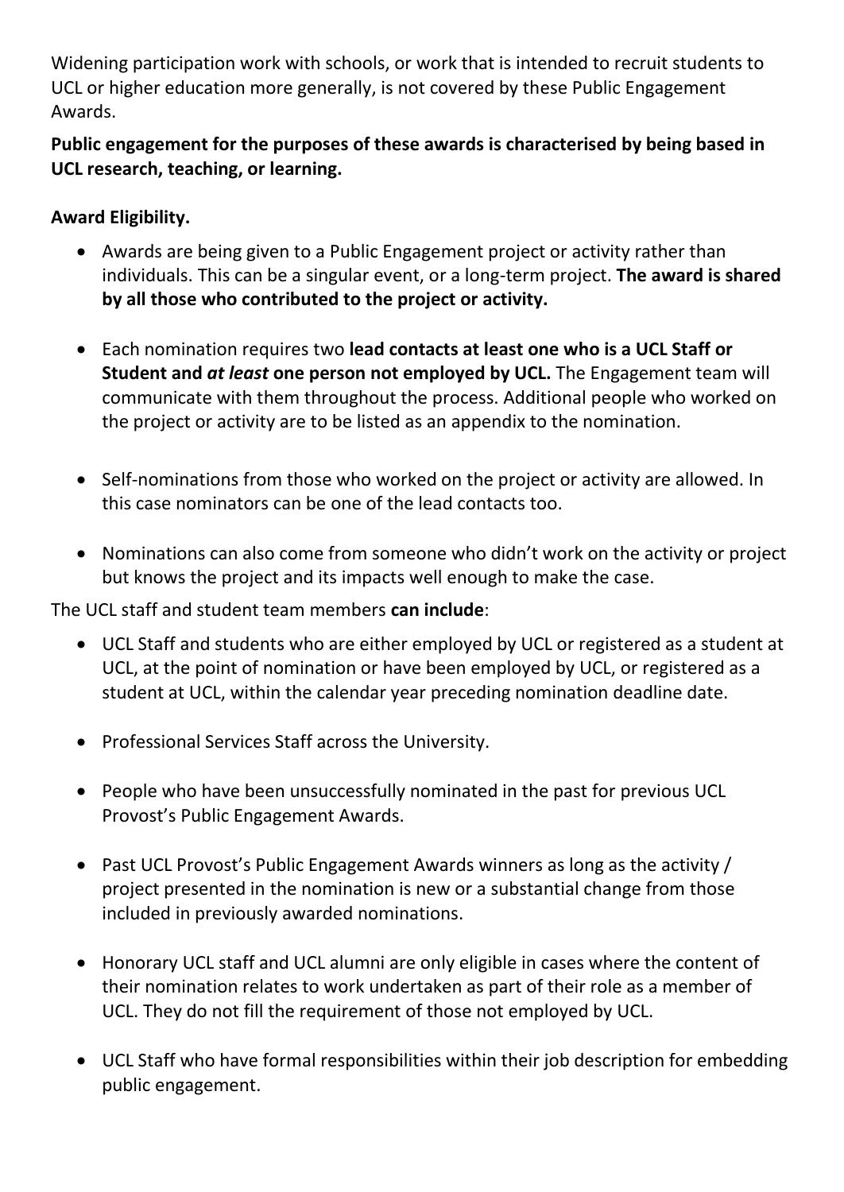Widening participation work with schools, or work that is intended to recruit students to UCL or higher education more generally, is not covered by these Public Engagement Awards.

**Public engagement for the purposes of these awards is characterised by being based in UCL research, teaching, or learning.**

**Award Eligibility.**

- Awards are being given to a Public Engagement project or activity rather than individuals. This can be a singular event, or a long-term project. **The award is shared by all those who contributed to the project or activity.**

- Each nomination requires two **lead contacts at least one who is a UCL Staff or Student and *at least* one person not employed by UCL.** The Engagement team will communicate with them throughout the process. Additional people who worked on the project or activity are to be listed as an appendix to the nomination.

- Self-nominations from those who worked on the project or activity are allowed. In this case nominators can be one of the lead contacts too.

- Nominations can also come from someone who didn't work on the activity or project but knows the project and its impacts well enough to make the case.

The UCL staff and student team members **can include**:

- UCL Staff and students who are either employed by UCL or registered as a student at UCL, at the point of nomination or have been employed by UCL, or registered as a student at UCL, within the calendar year preceding nomination deadline date.

- Professional Services Staff across the University.

- People who have been unsuccessfully nominated in the past for previous UCL Provost's Public Engagement Awards.

- Past UCL Provost's Public Engagement Awards winners as long as the activity / project presented in the nomination is new or a substantial change from those included in previously awarded nominations.

- Honorary UCL staff and UCL alumni are only eligible in cases where the content of their nomination relates to work undertaken as part of their role as a member of UCL. They do not fill the requirement of those not employed by UCL.

- UCL Staff who have formal responsibilities within their job description for embedding public engagement.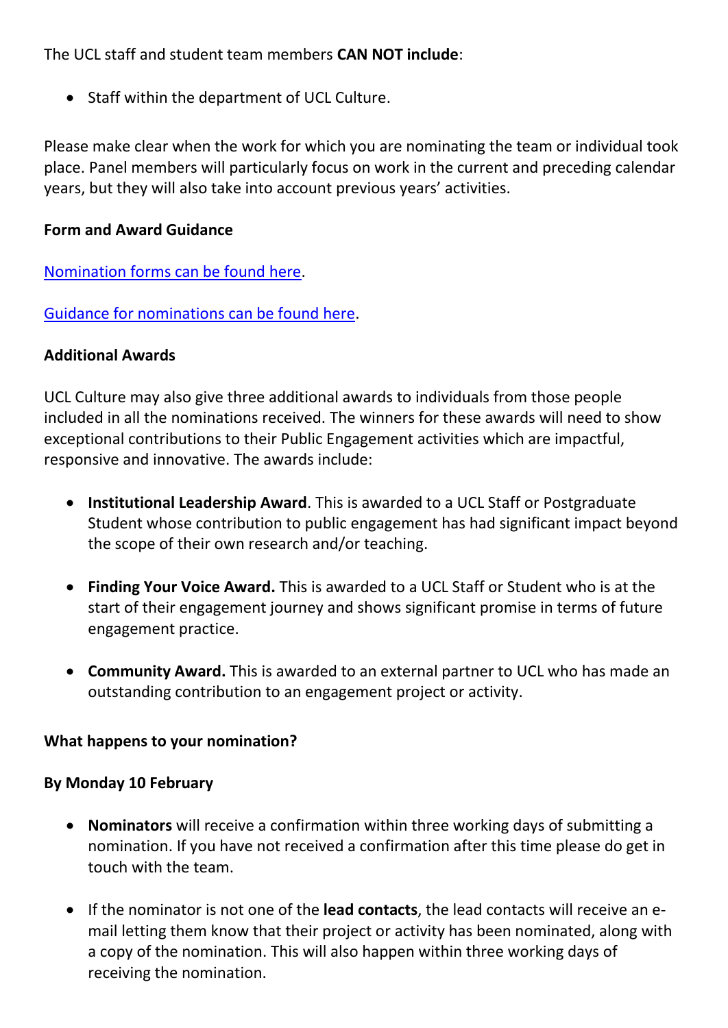The UCL staff and student team members **CAN NOT include**:

- Staff within the department of UCL Culture.

Please make clear when the work for which you are nominating the team or individual took place. Panel members will particularly focus on work in the current and preceding calendar years, but they will also take into account previous years' activities.

**Form and Award Guidance**

[Nomination forms can be found here].

[Guidance for nominations can be found here].

**Additional Awards**

UCL Culture may also give three additional awards to individuals from those people included in all the nominations received. The winners for these awards will need to show exceptional contributions to their Public Engagement activities which are impactful, responsive and innovative. The awards include:

- **Institutional Leadership Award**. This is awarded to a UCL Staff or Postgraduate Student whose contribution to public engagement has had significant impact beyond the scope of their own research and/or teaching.

- **Finding Your Voice Award.** This is awarded to a UCL Staff or Student who is at the start of their engagement journey and shows significant promise in terms of future engagement practice.

- **Community Award.** This is awarded to an external partner to UCL who has made an outstanding contribution to an engagement project or activity.

**What happens to your nomination?**

**By Monday 10 February**

- **Nominators** will receive a confirmation within three working days of submitting a nomination. If you have not received a confirmation after this time please do get in touch with the team.

- If the nominator is not one of the **lead contacts**, the lead contacts will receive an e-mail letting them know that their project or activity has been nominated, along with a copy of the nomination. This will also happen within three working days of receiving the nomination.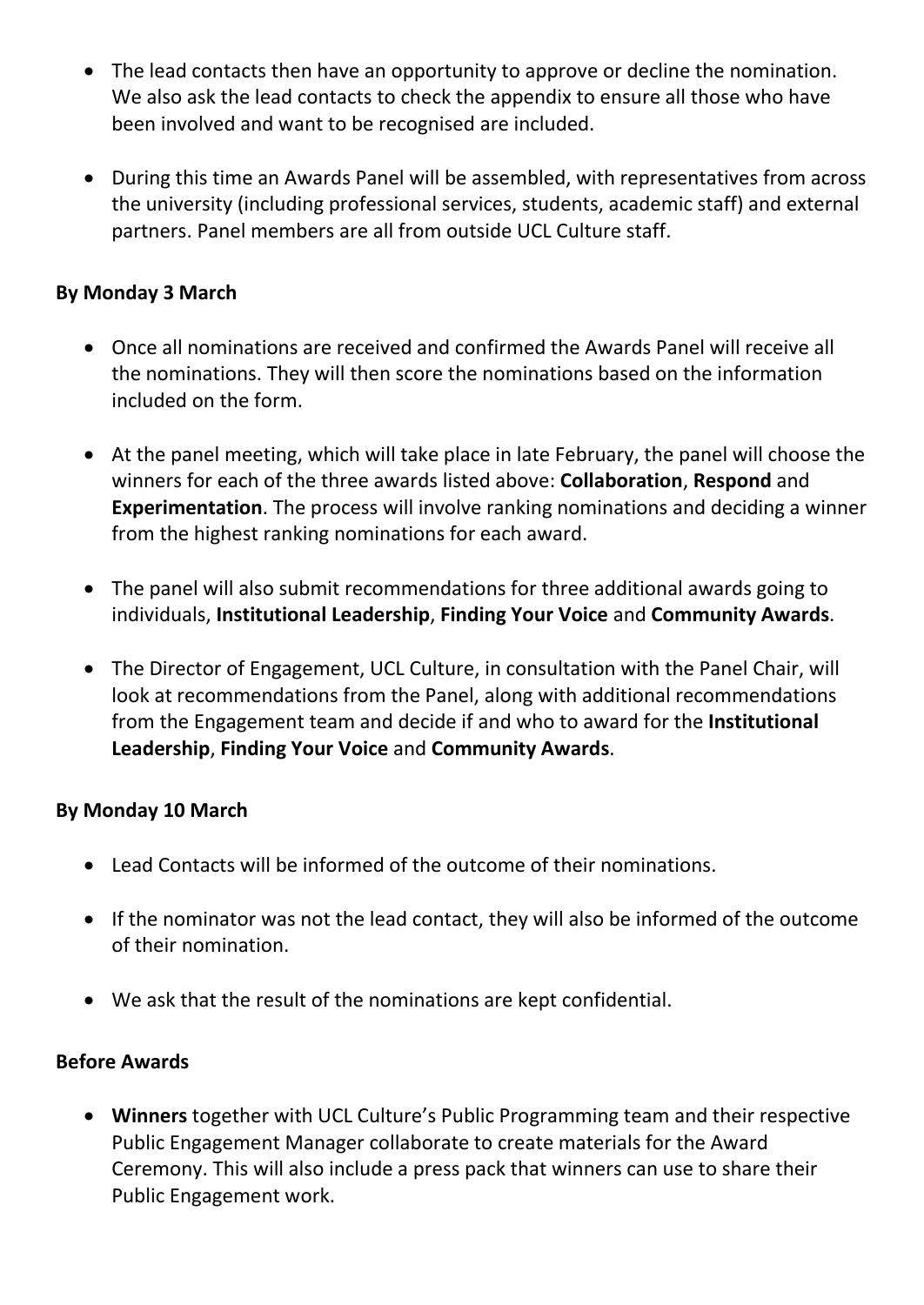- The lead contacts then have an opportunity to approve or decline the nomination. We also ask the lead contacts to check the appendix to ensure all those who have been involved and want to be recognised are included.

- During this time an Awards Panel will be assembled, with representatives from across the university (including professional services, students, academic staff) and external partners. Panel members are all from outside UCL Culture staff.

**By Monday 3 March**

- Once all nominations are received and confirmed the Awards Panel will receive all the nominations. They will then score the nominations based on the information included on the form.

- At the panel meeting, which will take place in late February, the panel will choose the winners for each of the three awards listed above: **Collaboration**, **Respond** and **Experimentation**. The process will involve ranking nominations and deciding a winner from the highest ranking nominations for each award.

- The panel will also submit recommendations for three additional awards going to individuals, **Institutional Leadership**, **Finding Your Voice** and **Community Awards**.

- The Director of Engagement, UCL Culture, in consultation with the Panel Chair, will look at recommendations from the Panel, along with additional recommendations from the Engagement team and decide if and who to award for the **Institutional Leadership**, **Finding Your Voice** and **Community Awards**.

**By Monday 10 March**

- Lead Contacts will be informed of the outcome of their nominations.

- If the nominator was not the lead contact, they will also be informed of the outcome of their nomination.

- We ask that the result of the nominations are kept confidential.

**Before Awards**

- **Winners** together with UCL Culture's Public Programming team and their respective Public Engagement Manager collaborate to create materials for the Award Ceremony. This will also include a press pack that winners can use to share their Public Engagement work.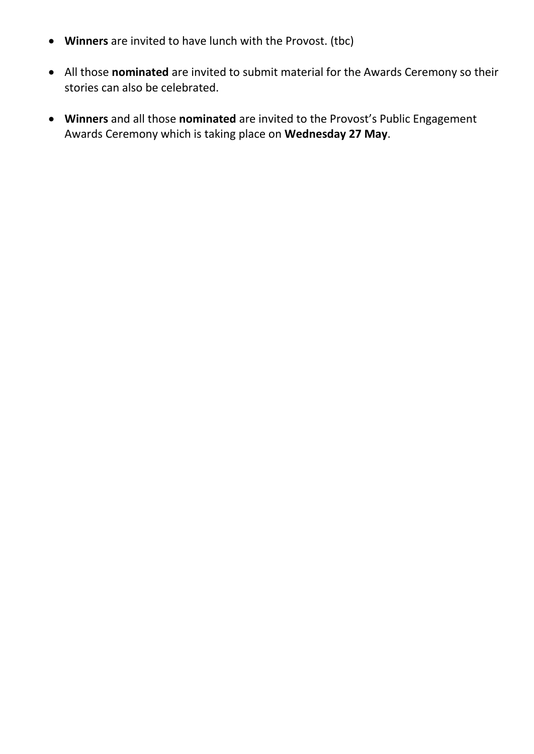- **Winners** are invited to have lunch with the Provost. (tbc)

- All those **nominated** are invited to submit material for the Awards Ceremony so their stories can also be celebrated.

- **Winners** and all those **nominated** are invited to the Provost's Public Engagement Awards Ceremony which is taking place on **Wednesday 27 May**.